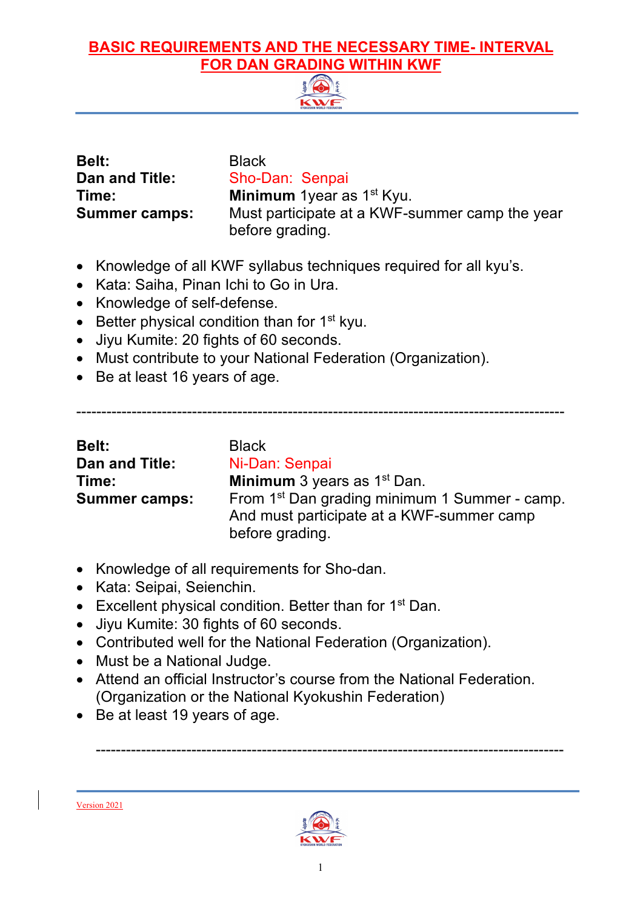# BASIC REQUIREMENTS AND THE NECESSARY TIME- INTERVAL FOR DAN GRADING WITHIN KWF

**Belt:** Black
**Dan and Title:** Sho-Dan: Senpai
**Time:** **Minimum** 1year as 1st Kyu.
**Summer camps:** Must participate at a KWF-summer camp the year before grading.

- Knowledge of all KWF syllabus techniques required for all kyu's.
- Kata: Saiha, Pinan Ichi to Go in Ura.
- Knowledge of self-defense.
- Better physical condition than for 1st kyu.
- Jiyu Kumite: 20 fights of 60 seconds.
- Must contribute to your National Federation (Organization).
- Be at least 16 years of age.

---

**Belt:** Black
**Dan and Title:** Ni-Dan: Senpai
**Time:** **Minimum** 3 years as 1st Dan.
**Summer camps:** From 1st Dan grading minimum 1 Summer - camp. And must participate at a KWF-summer camp before grading.

- Knowledge of all requirements for Sho-dan.
- Kata: Seipai, Seienchin.
- Excellent physical condition. Better than for 1st Dan.
- Jiyu Kumite: 30 fights of 60 seconds.
- Contributed well for the National Federation (Organization).
- Must be a National Judge.
- Attend an official Instructor's course from the National Federation. (Organization or the National Kyokushin Federation)
- Be at least 19 years of age.

---

Version 2021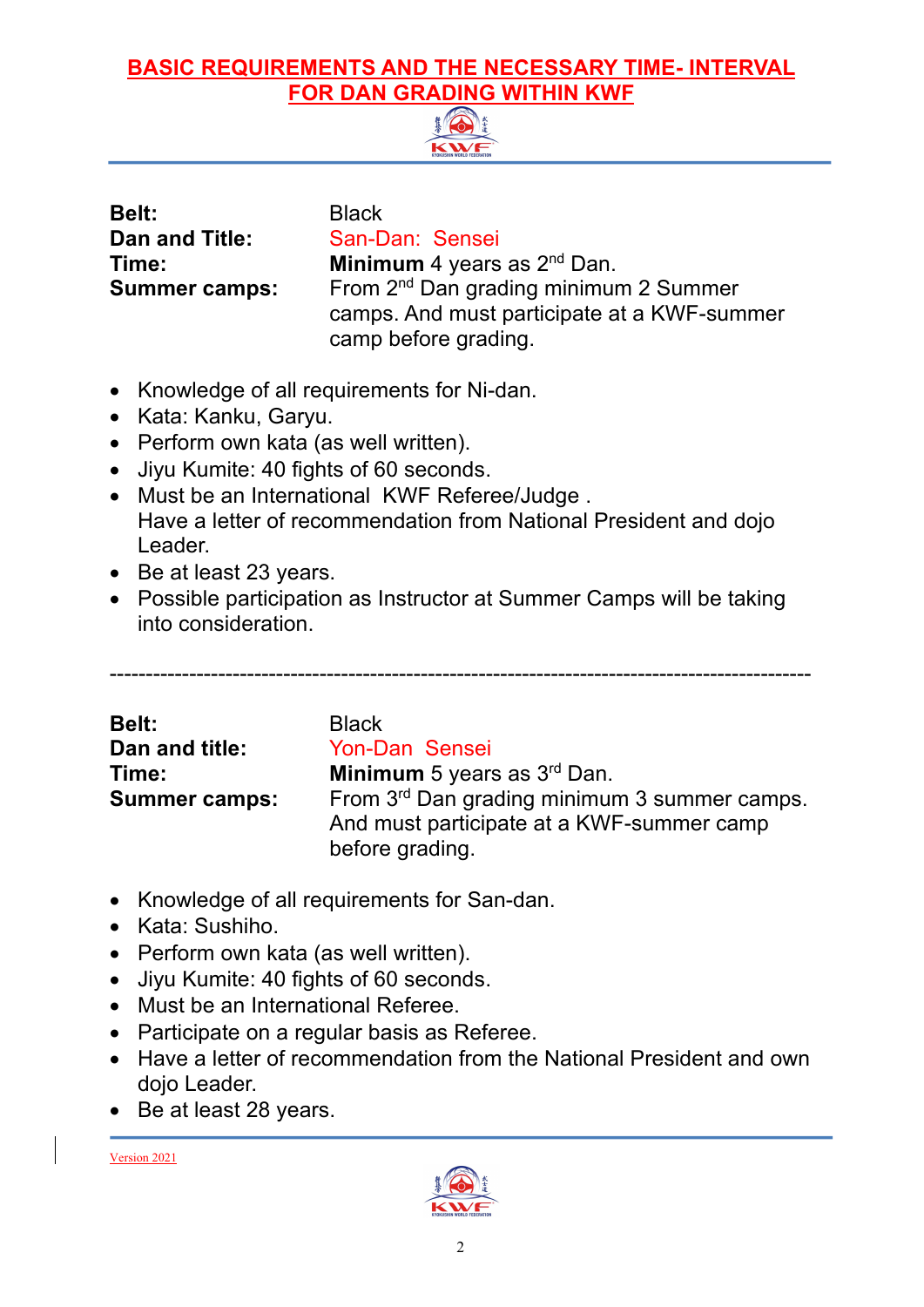# BASIC REQUIREMENTS AND THE NECESSARY TIME- INTERVAL FOR DAN GRADING WITHIN KWF

**Belt:** Black
**Dan and Title:** San-Dan: Sensei
**Time:** **Minimum** 4 years as 2nd Dan.
**Summer camps:** From 2nd Dan grading minimum 2 Summer camps. And must participate at a KWF-summer camp before grading.

- Knowledge of all requirements for Ni-dan.
- Kata: Kanku, Garyu.
- Perform own kata (as well written).
- Jiyu Kumite: 40 fights of 60 seconds.
- Must be an International KWF Referee/Judge .
  Have a letter of recommendation from National President and dojo Leader.
- Be at least 23 years.
- Possible participation as Instructor at Summer Camps will be taking into consideration.

---

**Belt:** Black
**Dan and title:** Yon-Dan Sensei
**Time:** **Minimum** 5 years as 3rd Dan.
**Summer camps:** From 3rd Dan grading minimum 3 summer camps. And must participate at a KWF-summer camp before grading.

- Knowledge of all requirements for San-dan.
- Kata: Sushiho.
- Perform own kata (as well written).
- Jiyu Kumite: 40 fights of 60 seconds.
- Must be an International Referee.
- Participate on a regular basis as Referee.
- Have a letter of recommendation from the National President and own dojo Leader.
- Be at least 28 years.

Version 2021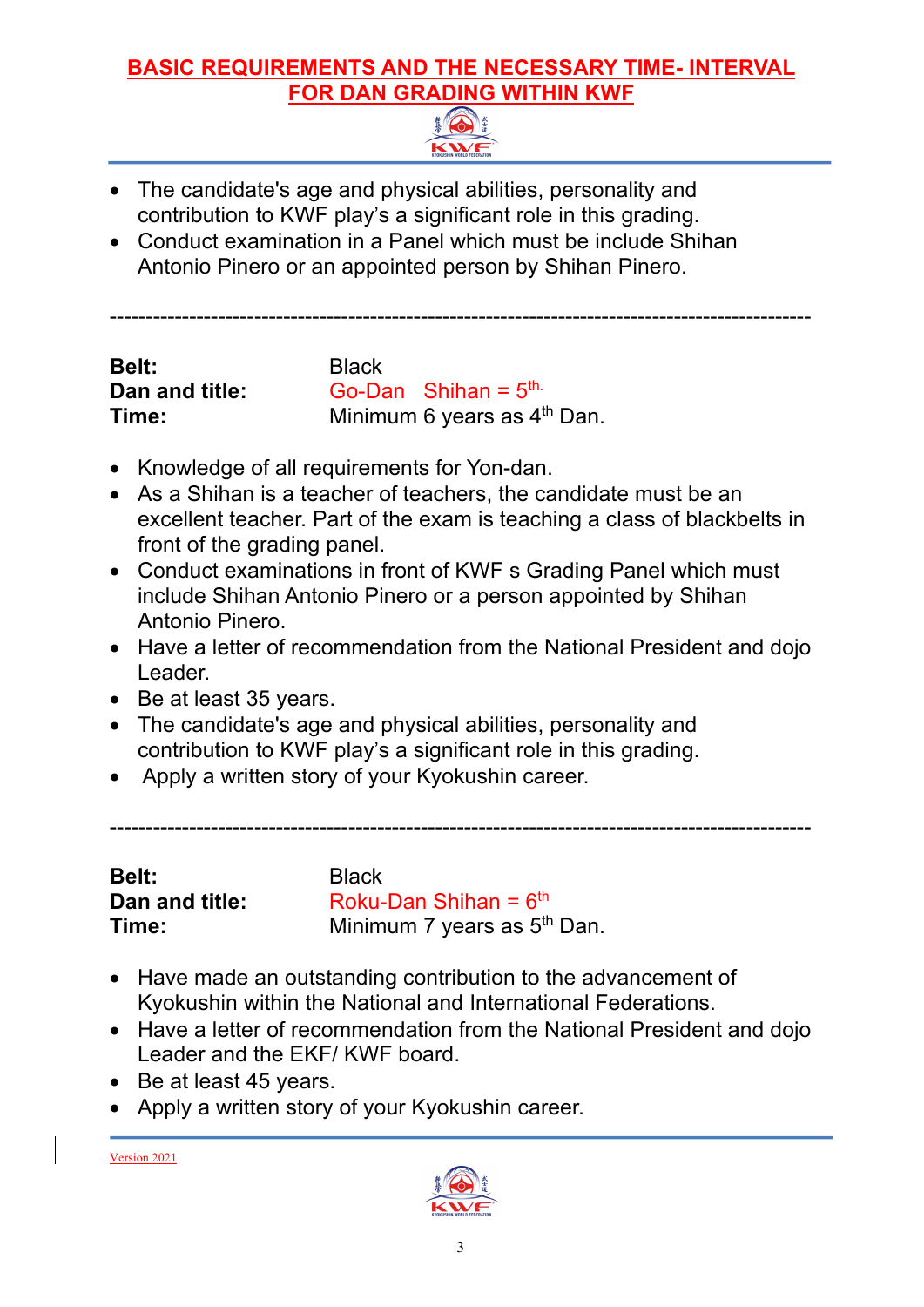## BASIC REQUIREMENTS AND THE NECESSARY TIME- INTERVAL FOR DAN GRADING WITHIN KWF

- The candidate's age and physical abilities, personality and contribution to KWF play's a significant role in this grading.
- Conduct examination in a Panel which must be include Shihan Antonio Pinero or an appointed person by Shihan Pinero.

---

**Belt:** Black
**Dan and title:** Go-Dan Shihan = 5th.
**Time:** Minimum 6 years as 4th Dan.

- Knowledge of all requirements for Yon-dan.
- As a Shihan is a teacher of teachers, the candidate must be an excellent teacher. Part of the exam is teaching a class of blackbelts in front of the grading panel.
- Conduct examinations in front of KWF s Grading Panel which must include Shihan Antonio Pinero or a person appointed by Shihan Antonio Pinero.
- Have a letter of recommendation from the National President and dojo Leader.
- Be at least 35 years.
- The candidate's age and physical abilities, personality and contribution to KWF play's a significant role in this grading.
- Apply a written story of your Kyokushin career.

---

**Belt:** Black
**Dan and title:** Roku-Dan Shihan = 6th
**Time:** Minimum 7 years as 5th Dan.

- Have made an outstanding contribution to the advancement of Kyokushin within the National and International Federations.
- Have a letter of recommendation from the National President and dojo Leader and the EKF/ KWF board.
- Be at least 45 years.
- Apply a written story of your Kyokushin career.

Version 2021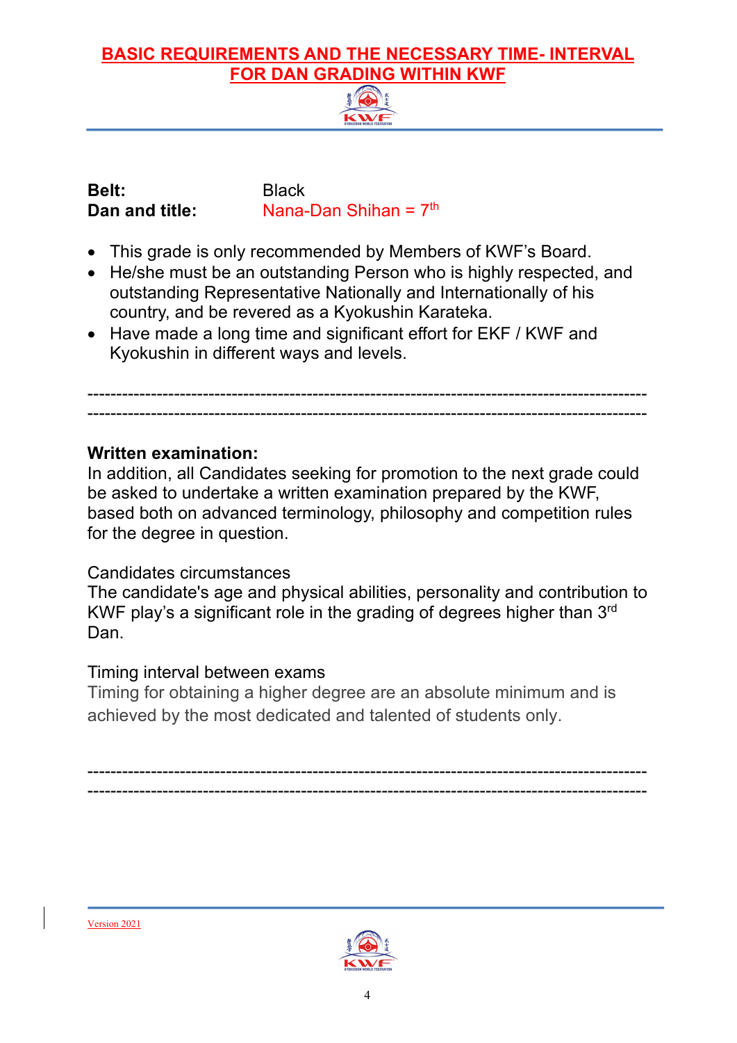## BASIC REQUIREMENTS AND THE NECESSARY TIME- INTERVAL FOR DAN GRADING WITHIN KWF

**Belt:** Black
**Dan and title:** Nana-Dan Shihan = 7th

- This grade is only recommended by Members of KWF's Board.
- He/she must be an outstanding Person who is highly respected, and outstanding Representative Nationally and Internationally of his country, and be revered as a Kyokushin Karateka.
- Have made a long time and significant effort for EKF / KWF and Kyokushin in different ways and levels.

---

---

**Written examination:**
In addition, all Candidates seeking for promotion to the next grade could be asked to undertake a written examination prepared by the KWF, based both on advanced terminology, philosophy and competition rules for the degree in question.

Candidates circumstances
The candidate's age and physical abilities, personality and contribution to KWF play's a significant role in the grading of degrees higher than 3rd Dan.

Timing interval between exams
Timing for obtaining a higher degree are an absolute minimum and is achieved by the most dedicated and talented of students only.

---

---

Version 2021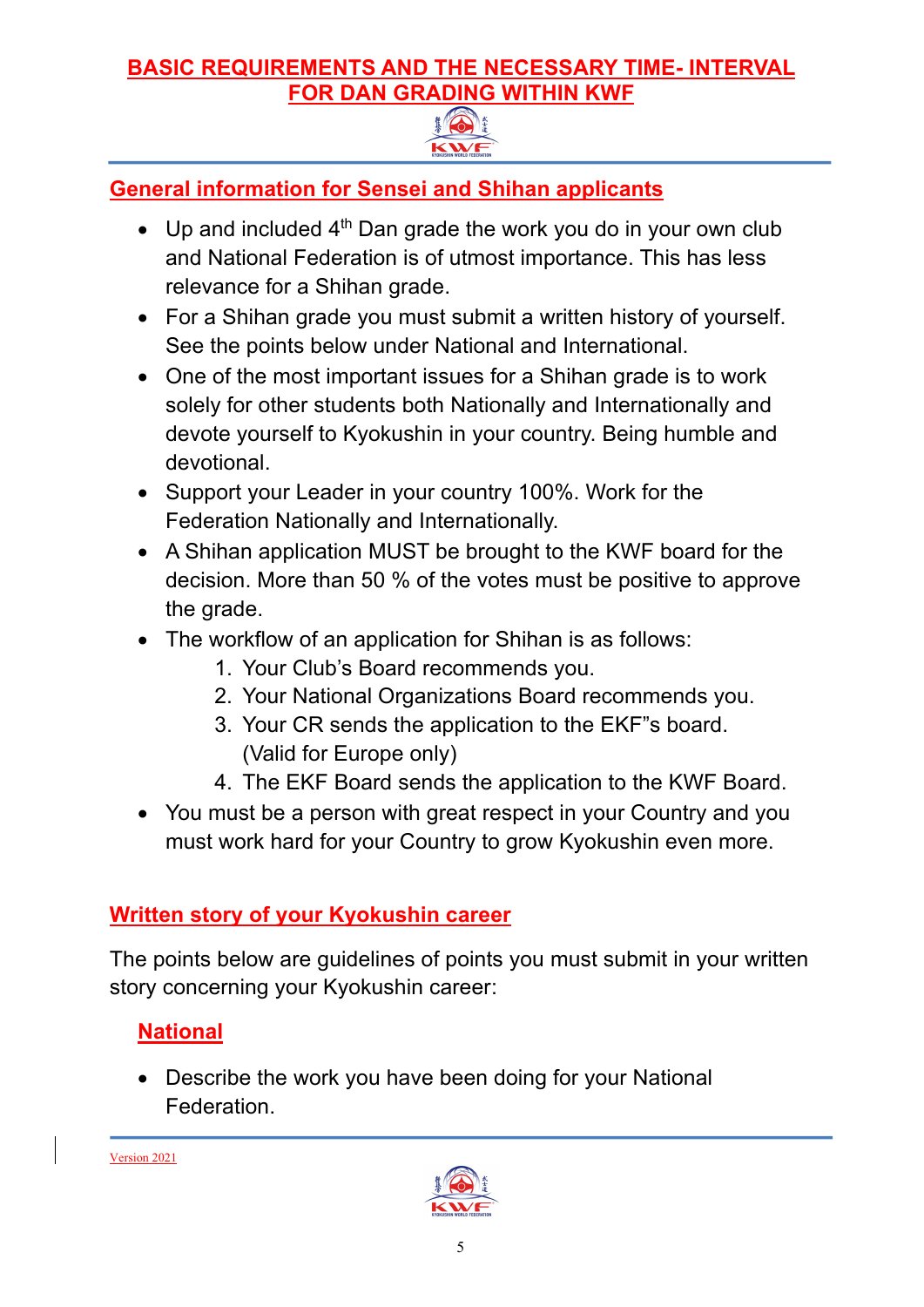# BASIC REQUIREMENTS AND THE NECESSARY TIME- INTERVAL FOR DAN GRADING WITHIN KWF

## General information for Sensei and Shihan applicants

- Up and included 4th Dan grade the work you do in your own club and National Federation is of utmost importance. This has less relevance for a Shihan grade.
- For a Shihan grade you must submit a written history of yourself. See the points below under National and International.
- One of the most important issues for a Shihan grade is to work solely for other students both Nationally and Internationally and devote yourself to Kyokushin in your country. Being humble and devotional.
- Support your Leader in your country 100%. Work for the Federation Nationally and Internationally.
- A Shihan application MUST be brought to the KWF board for the decision. More than 50 % of the votes must be positive to approve the grade.
- The workflow of an application for Shihan is as follows:
    1. Your Club's Board recommends you.
    2. Your National Organizations Board recommends you.
    3. Your CR sends the application to the EKF"s board. (Valid for Europe only)
    4. The EKF Board sends the application to the KWF Board.
- You must be a person with great respect in your Country and you must work hard for your Country to grow Kyokushin even more.

## Written story of your Kyokushin career

The points below are guidelines of points you must submit in your written story concerning your Kyokushin career:

### National

- Describe the work you have been doing for your National Federation.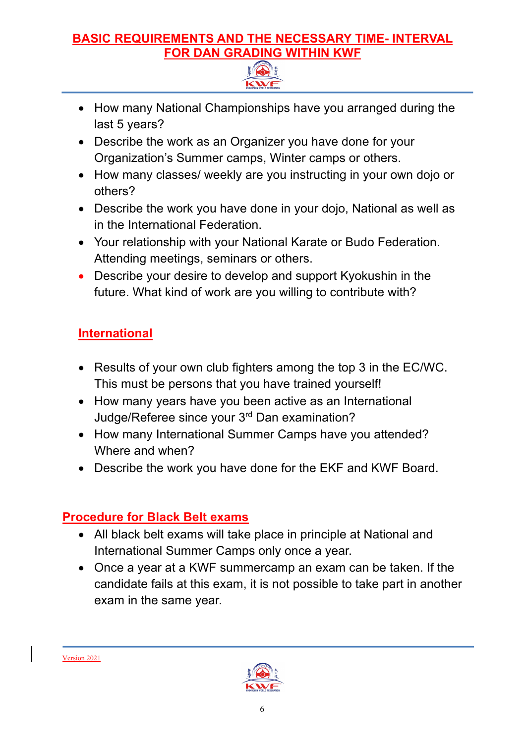- How many National Championships have you arranged during the last 5 years?
- Describe the work as an Organizer you have done for your Organization's Summer camps, Winter camps or others.
- How many classes/ weekly are you instructing in your own dojo or others?
- Describe the work you have done in your dojo, National as well as in the International Federation.
- Your relationship with your National Karate or Budo Federation. Attending meetings, seminars or others.
- Describe your desire to develop and support Kyokushin in the future. What kind of work are you willing to contribute with?

## International

- Results of your own club fighters among the top 3 in the EC/WC. This must be persons that you have trained yourself!
- How many years have you been active as an International Judge/Referee since your 3rd Dan examination?
- How many International Summer Camps have you attended? Where and when?
- Describe the work you have done for the EKF and KWF Board.

## Procedure for Black Belt exams

- All black belt exams will take place in principle at National and International Summer Camps only once a year.
- Once a year at a KWF summercamp an exam can be taken. If the candidate fails at this exam, it is not possible to take part in another exam in the same year.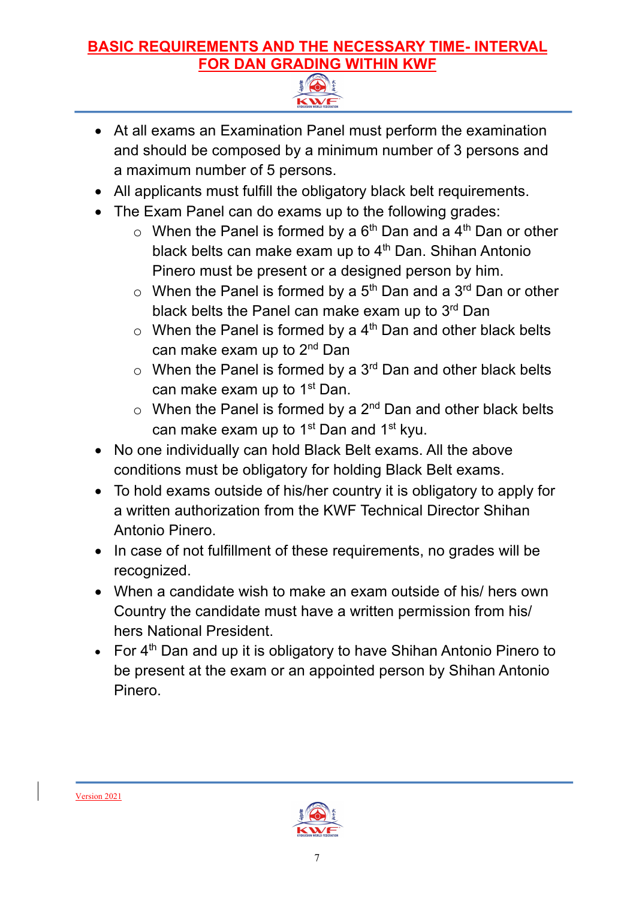# BASIC REQUIREMENTS AND THE NECESSARY TIME- INTERVAL FOR DAN GRADING WITHIN KWF

- At all exams an Examination Panel must perform the examination and should be composed by a minimum number of 3 persons and a maximum number of 5 persons.
- All applicants must fulfill the obligatory black belt requirements.
- The Exam Panel can do exams up to the following grades:
  - When the Panel is formed by a 6th Dan and a 4th Dan or other black belts can make exam up to 4th Dan. Shihan Antonio Pinero must be present or a designed person by him.
  - When the Panel is formed by a 5th Dan and a 3rd Dan or other black belts the Panel can make exam up to 3rd Dan
  - When the Panel is formed by a 4th Dan and other black belts can make exam up to 2nd Dan
  - When the Panel is formed by a 3rd Dan and other black belts can make exam up to 1st Dan.
  - When the Panel is formed by a 2nd Dan and other black belts can make exam up to 1st Dan and 1st kyu.
- No one individually can hold Black Belt exams. All the above conditions must be obligatory for holding Black Belt exams.
- To hold exams outside of his/her country it is obligatory to apply for a written authorization from the KWF Technical Director Shihan Antonio Pinero.
- In case of not fulfillment of these requirements, no grades will be recognized.
- When a candidate wish to make an exam outside of his/ hers own Country the candidate must have a written permission from his/ hers National President.
- For 4th Dan and up it is obligatory to have Shihan Antonio Pinero to be present at the exam or an appointed person by Shihan Antonio Pinero.

Version 2021